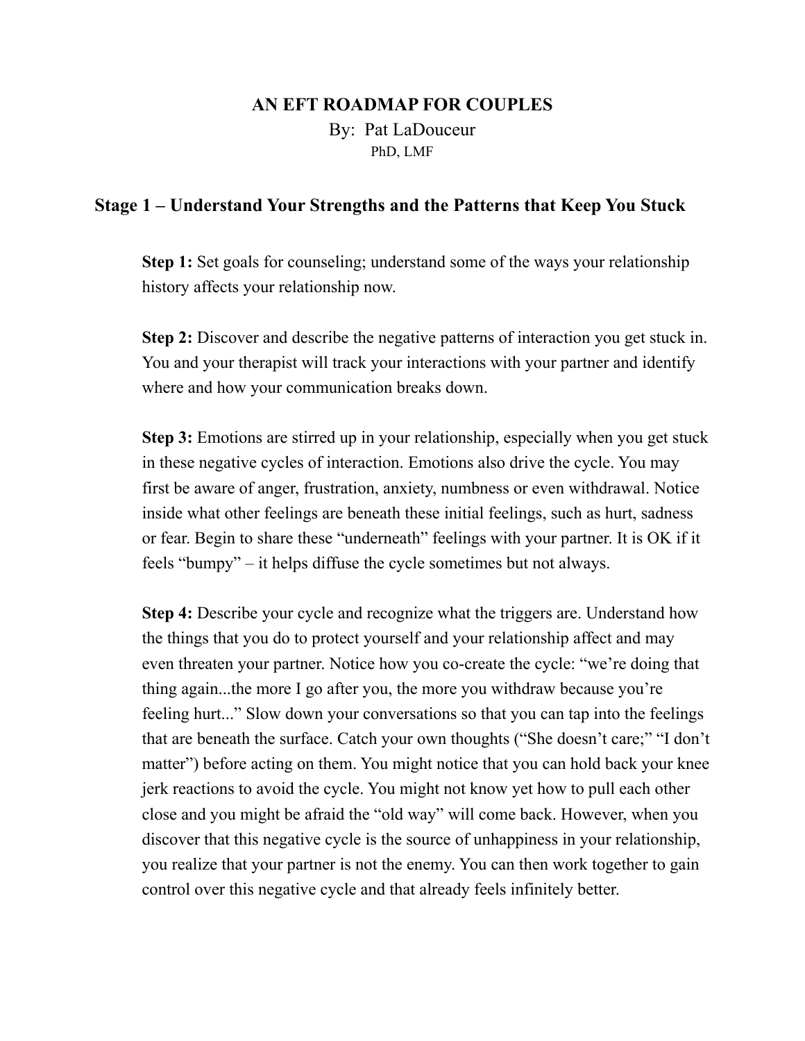# AN EFT ROADMAP FOR COUPLES

By: Pat LaDouceur

PhD, LMF

## Stage 1 – Understand Your Strengths and the Patterns that Keep You Stuck

**Step 1:** Set goals for counseling; understand some of the ways your relationship history affects your relationship now.

**Step 2:** Discover and describe the negative patterns of interaction you get stuck in. You and your therapist will track your interactions with your partner and identify where and how your communication breaks down.

**Step 3:** Emotions are stirred up in your relationship, especially when you get stuck in these negative cycles of interaction. Emotions also drive the cycle. You may first be aware of anger, frustration, anxiety, numbness or even withdrawal. Notice inside what other feelings are beneath these initial feelings, such as hurt, sadness or fear. Begin to share these "underneath" feelings with your partner. It is OK if it feels "bumpy" – it helps diffuse the cycle sometimes but not always.

**Step 4:** Describe your cycle and recognize what the triggers are. Understand how the things that you do to protect yourself and your relationship affect and may even threaten your partner. Notice how you co-create the cycle: "we're doing that thing again...the more I go after you, the more you withdraw because you're feeling hurt..." Slow down your conversations so that you can tap into the feelings that are beneath the surface. Catch your own thoughts ("She doesn't care;" "I don't matter") before acting on them. You might notice that you can hold back your knee jerk reactions to avoid the cycle. You might not know yet how to pull each other close and you might be afraid the "old way" will come back. However, when you discover that this negative cycle is the source of unhappiness in your relationship, you realize that your partner is not the enemy. You can then work together to gain control over this negative cycle and that already feels infinitely better.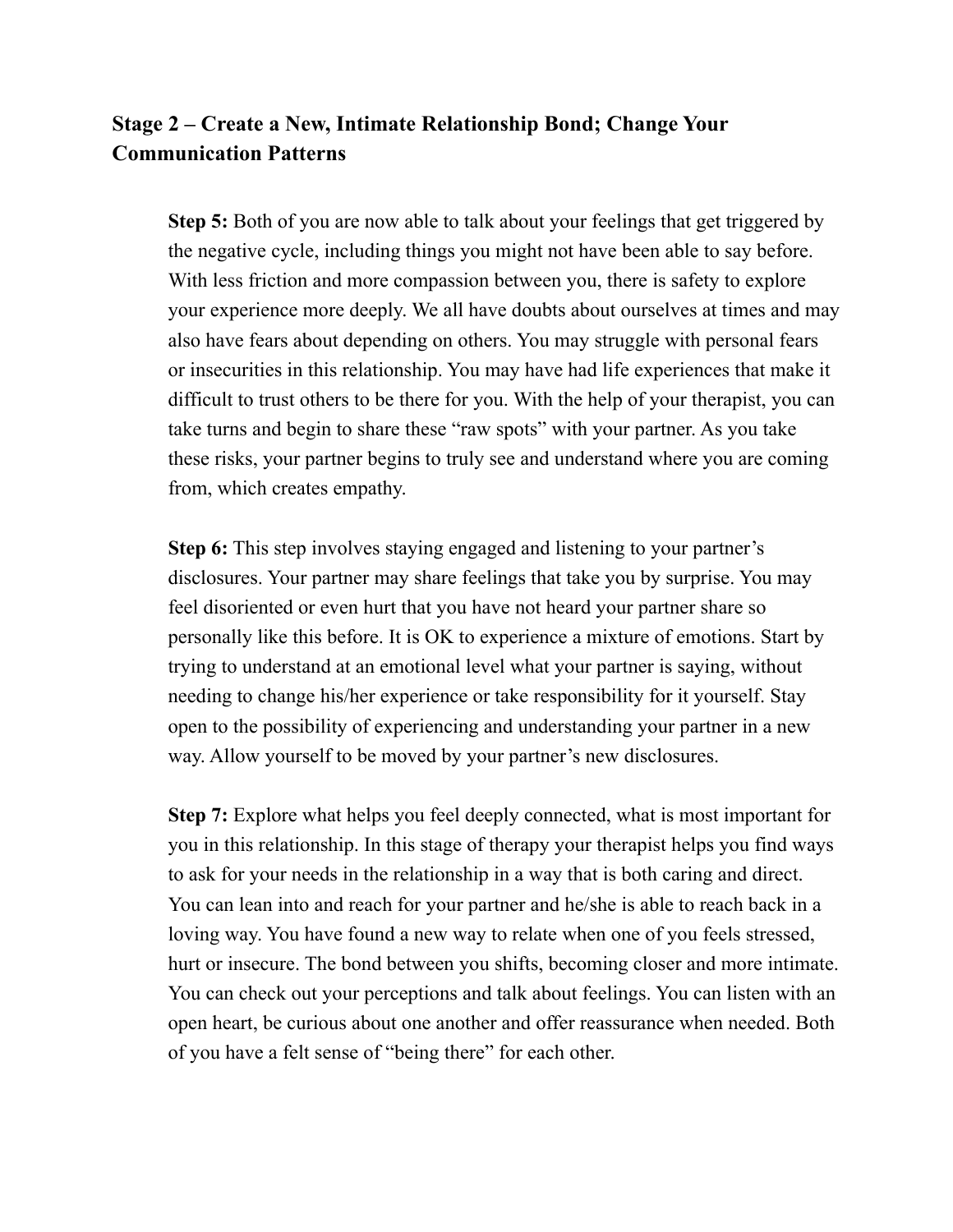## Stage 2 – Create a New, Intimate Relationship Bond; Change Your Communication Patterns

**Step 5:** Both of you are now able to talk about your feelings that get triggered by the negative cycle, including things you might not have been able to say before. With less friction and more compassion between you, there is safety to explore your experience more deeply. We all have doubts about ourselves at times and may also have fears about depending on others. You may struggle with personal fears or insecurities in this relationship. You may have had life experiences that make it difficult to trust others to be there for you. With the help of your therapist, you can take turns and begin to share these "raw spots" with your partner. As you take these risks, your partner begins to truly see and understand where you are coming from, which creates empathy.

**Step 6:** This step involves staying engaged and listening to your partner's disclosures. Your partner may share feelings that take you by surprise. You may feel disoriented or even hurt that you have not heard your partner share so personally like this before. It is OK to experience a mixture of emotions. Start by trying to understand at an emotional level what your partner is saying, without needing to change his/her experience or take responsibility for it yourself. Stay open to the possibility of experiencing and understanding your partner in a new way. Allow yourself to be moved by your partner's new disclosures.

**Step 7:** Explore what helps you feel deeply connected, what is most important for you in this relationship. In this stage of therapy your therapist helps you find ways to ask for your needs in the relationship in a way that is both caring and direct. You can lean into and reach for your partner and he/she is able to reach back in a loving way. You have found a new way to relate when one of you feels stressed, hurt or insecure. The bond between you shifts, becoming closer and more intimate. You can check out your perceptions and talk about feelings. You can listen with an open heart, be curious about one another and offer reassurance when needed. Both of you have a felt sense of "being there" for each other.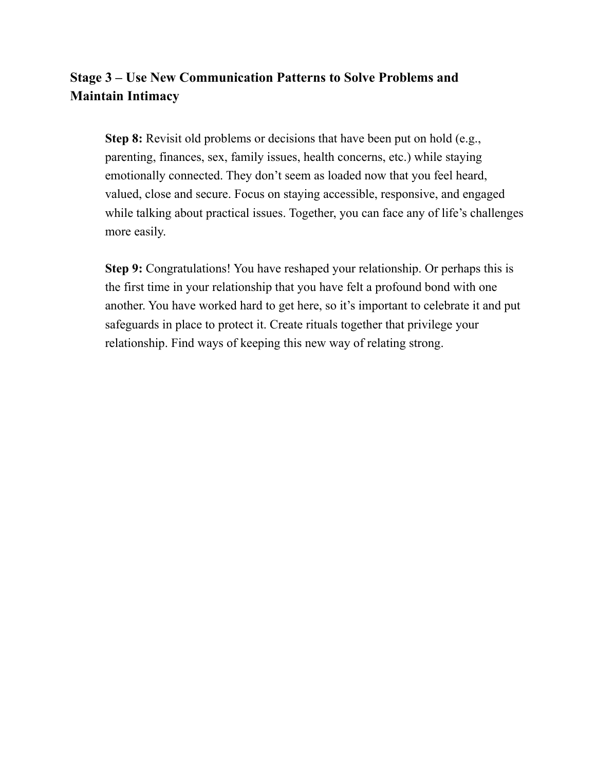## Stage 3 – Use New Communication Patterns to Solve Problems and Maintain Intimacy

**Step 8:** Revisit old problems or decisions that have been put on hold (e.g., parenting, finances, sex, family issues, health concerns, etc.) while staying emotionally connected. They don't seem as loaded now that you feel heard, valued, close and secure. Focus on staying accessible, responsive, and engaged while talking about practical issues. Together, you can face any of life's challenges more easily.

**Step 9:** Congratulations! You have reshaped your relationship. Or perhaps this is the first time in your relationship that you have felt a profound bond with one another. You have worked hard to get here, so it's important to celebrate it and put safeguards in place to protect it. Create rituals together that privilege your relationship. Find ways of keeping this new way of relating strong.